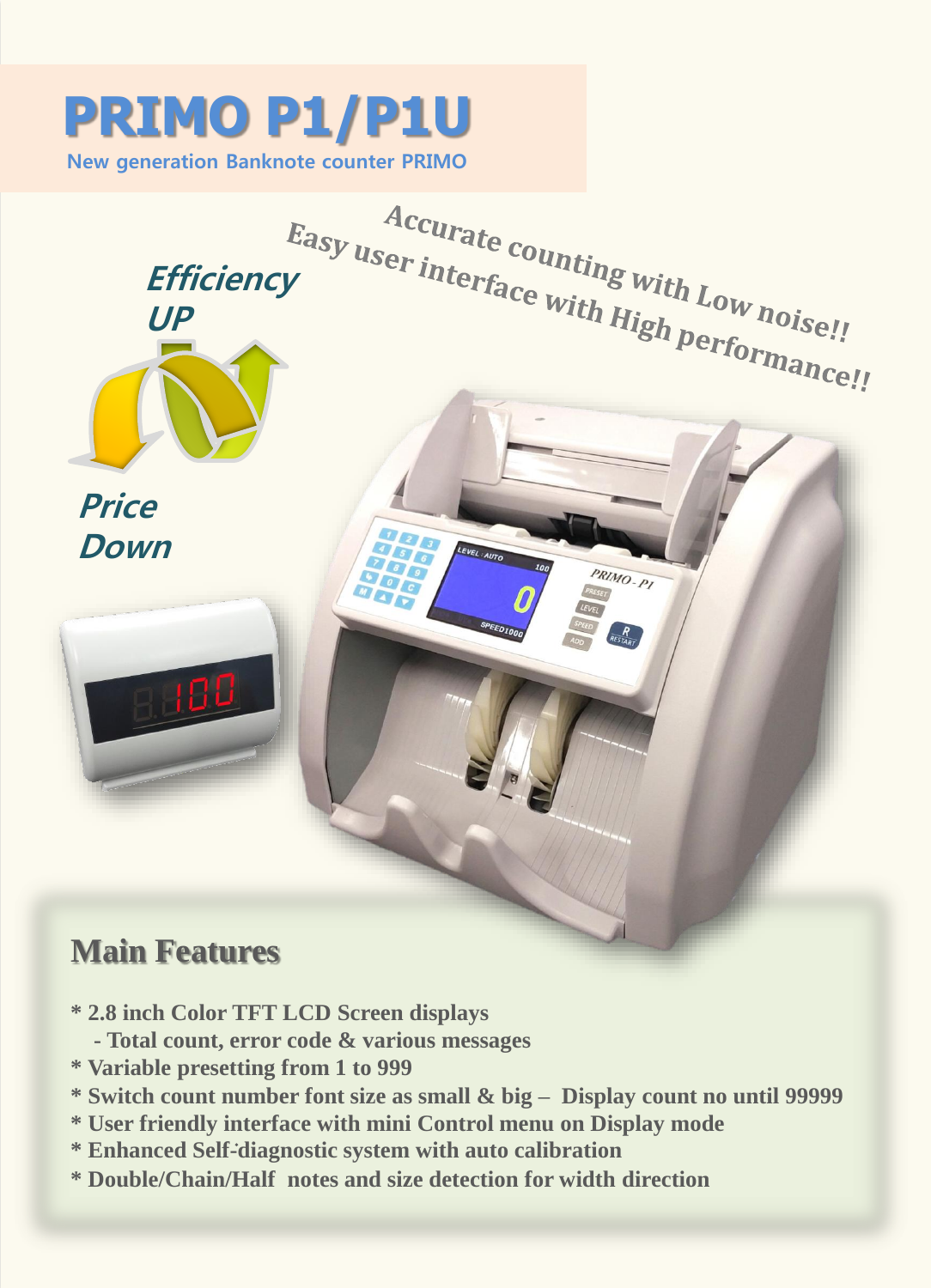# PRIMO P1/P1U

New generation Banknote counter PRIMO

Accurate counting with Low noise!!

Easy user interface with High performance!!

*Efficiency UP*

*Price Down*

## Main Features

* 2.8 inch Color TFT LCD Screen displays
  - Total count, error code & various messages
* Variable presetting from 1 to 999
* Switch count number font size as small & big – Display count no until 99999
* User friendly interface with mini Control menu on Display mode
* Enhanced Self-diagnostic system with auto calibration
* Double/Chain/Half notes and size detection for width direction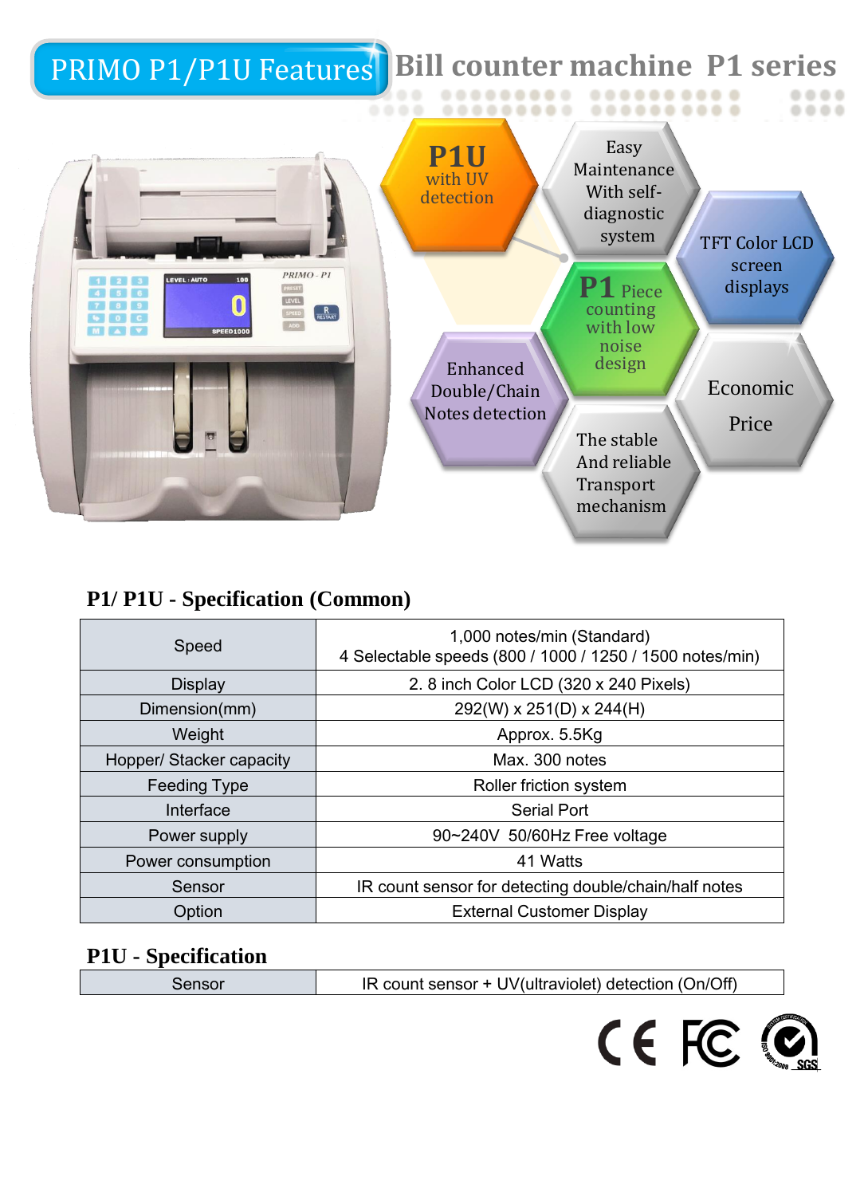# PRIMO P1/P1U Features

## Bill counter machine P1 series

**P1U** with UV detection

Easy Maintenance With self-diagnostic system

TFT Color LCD screen displays

**P1** Piece counting with low noise design

Enhanced Double/Chain Notes detection

Economic Price

The stable And reliable Transport mechanism

## P1/ P1U - Specification (Common)

| | |
|---|---|
| Speed | 1,000 notes/min (Standard)<br>4 Selectable speeds (800 / 1000 / 1250 / 1500 notes/min) |
| Display | 2. 8 inch Color LCD (320 x 240 Pixels) |
| Dimension(mm) | 292(W) x 251(D) x 244(H) |
| Weight | Approx. 5.5Kg |
| Hopper/ Stacker capacity | Max. 300 notes |
| Feeding Type | Roller friction system |
| Interface | Serial Port |
| Power supply | 90~240V 50/60Hz Free voltage |
| Power consumption | 41 Watts |
| Sensor | IR count sensor for detecting double/chain/half notes |
| Option | External Customer Display |

## P1U - Specification

| | |
|---|---|
| Sensor | IR count sensor + UV(ultraviolet) detection (On/Off) |